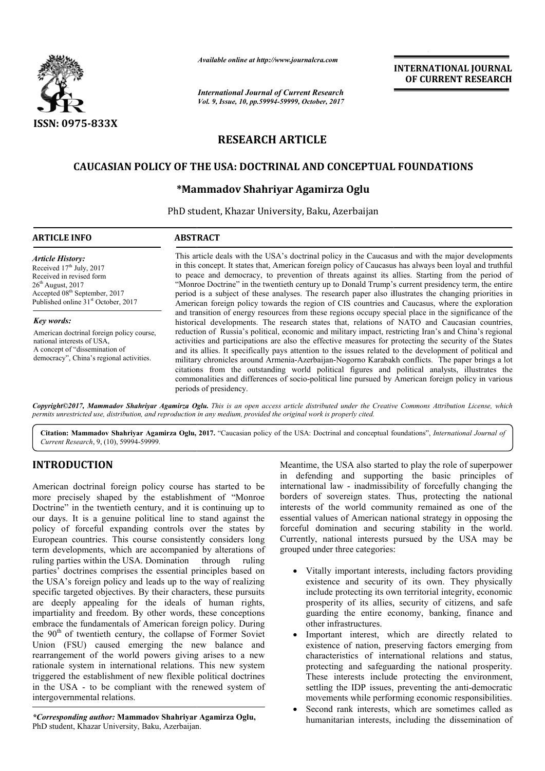# RESEARCH ARTICLE

## CAUCASIAN POLICY OF THE USA: DOCTRINAL AND CONCEPTUAL FOUNDATIONS

**\*Mammadov Shahriyar Agamirza Oglu**

PhD student, Khazar University, Baku, Azerbaijan

**ARTICLE INFO**

*Article History:*

Received 17th July, 2017
Received in revised form 26th August, 2017
Accepted 08th September, 2017
Published online 31st October, 2017

*Key words:*

American doctrinal foreign policy course, national interests of USA, A concept of "dissemination of democracy", China's regional activities.

**ABSTRACT**

This article deals with the USA's doctrinal policy in the Caucasus and with the major developments in this concept. It states that, American foreign policy of Caucasus has always been loyal and truthful to peace and democracy, to prevention of threats against its allies. Starting from the period of "Monroe Doctrine" in the twentieth century up to Donald Trump's current presidency term, the entire period is a subject of these analyses. The research paper also illustrates the changing priorities in American foreign policy towards the region of CIS countries and Caucasus, where the exploration and transition of energy resources from these regions occupy special place in the significance of the historical developments. The research states that, relations of NATO and Caucasian countries, reduction of Russia's political, economic and military impact, restricting Iran's and China's regional activities and participations are also the effective measures for protecting the security of the States and its allies. It specifically pays attention to the issues related to the development of political and military chronicles around Armenia-Azerbaijan-Nogorno Karabakh conflicts. The paper brings a lot citations from the outstanding world political figures and political analysts, illustrates the commonalities and differences of socio-political line pursued by American foreign policy in various periods of presidency.

*Copyright©2017, Mammadov Shahriyar Agamirza Oglu. This is an open access article distributed under the Creative Commons Attribution License, which permits unrestricted use, distribution, and reproduction in any medium, provided the original work is properly cited.*

**Citation: Mammadov Shahriyar Agamirza Oglu, 2017.** "Caucasian policy of the USA: Doctrinal and conceptual foundations", *International Journal of Current Research*, 9, (10), 59994-59999.

## INTRODUCTION

American doctrinal foreign policy course has started to be more precisely shaped by the establishment of "Monroe Doctrine" in the twentieth century, and it is continuing up to our days. It is a genuine political line to stand against the policy of forceful expanding controls over the states by European countries. This course consistently considers long term developments, which are accompanied by alterations of ruling parties within the USA. Domination through ruling parties' doctrines comprises the essential principles based on the USA's foreign policy and leads up to the way of realizing specific targeted objectives. By their characters, these pursuits are deeply appealing for the ideals of human rights, impartiality and freedom. By other words, these conceptions embrace the fundamentals of American foreign policy. During the 90th of twentieth century, the collapse of Former Soviet Union (FSU) caused emerging the new balance and rearrangement of the world powers giving arises to a new rationale system in international relations. This new system triggered the establishment of new flexible political doctrines in the USA - to be compliant with the renewed system of intergovernmental relations.

Meantime, the USA also started to play the role of superpower in defending and supporting the basic principles of international law - inadmissibility of forcefully changing the borders of sovereign states. Thus, protecting the national interests of the world community remained as one of the essential values of American national strategy in opposing the forceful domination and securing stability in the world. Currently, national interests pursued by the USA may be grouped under three categories:

- Vitally important interests, including factors providing existence and security of its own. They physically include protecting its own territorial integrity, economic prosperity of its allies, security of citizens, and safe guarding the entire economy, banking, finance and other infrastructures.
- Important interest, which are directly related to existence of nation, preserving factors emerging from characteristics of international relations and status, protecting and safeguarding the national prosperity. These interests include protecting the environment, settling the IDP issues, preventing the anti-democratic movements while performing economic responsibilities.
- Second rank interests, which are sometimes called as humanitarian interests, including the dissemination of

*\*Corresponding author:* **Mammadov Shahriyar Agamirza Oglu,** PhD student, Khazar University, Baku, Azerbaijan.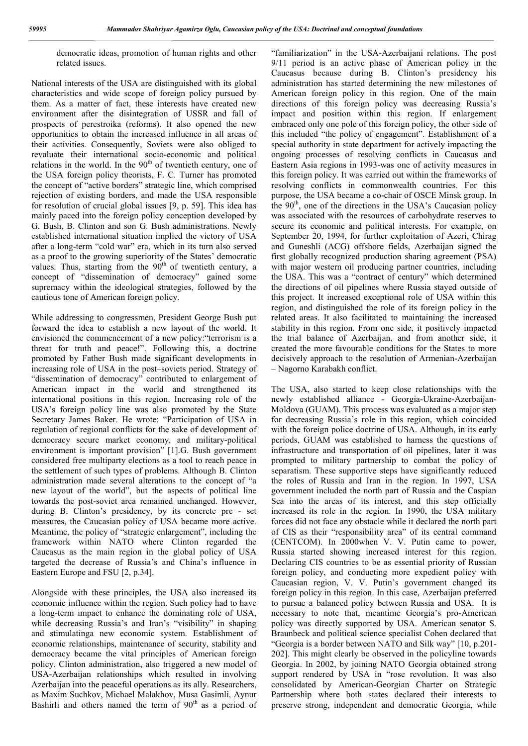democratic ideas, promotion of human rights and other related issues.

National interests of the USA are distinguished with its global characteristics and wide scope of foreign policy pursued by them. As a matter of fact, these interests have created new environment after the disintegration of USSR and fall of prospects of perestroika (reforms). It also opened the new opportunities to obtain the increased influence in all areas of their activities. Consequentially, Soviets were also obliged to revaluate their international socio-economic and political relations in the world. In the 90th of twentieth century, one of the USA foreign policy theorists, F. C. Turner has promoted the concept of "active borders" strategic line, which comprised rejection of existing borders, and made the USA responsible for resolution of crucial global issues [9, p. 59]. This idea has mainly paced into the foreign policy conception developed by G. Bush, B. Clinton and son G. Bush administrations. Newly established international situation implied the victory of USA after a long-term "cold war" era, which in its turn also served as a proof to the growing superiority of the States' democratic values. Thus, starting from the 90th of twentieth century, a concept of "dissemination of democracy" gained some supremacy within the ideological strategies, followed by the cautious tone of American foreign policy.

While addressing to congressmen, President George Bush put forward the idea to establish a new layout of the world. It envisioned the commencement of a new policy:"terrorism is a threat for truth and peace!". Following this, a doctrine promoted by Father Bush made significant developments in increasing role of USA in the post–soviets period. Strategy of "dissemination of democracy" contributed to enlargement of American impact in the world and strengthened its international positions in this region. Increasing role of the USA's foreign policy line was also promoted by the State Secretary James Baker. He wrote: "Participation of USA in regulation of regional conflicts for the sake of development of democracy secure market economy, and military-political environment is important provision" [1].G. Bush government considered free multiparty elections as a tool to reach peace in the settlement of such types of problems. Although B. Clinton administration made several alterations to the concept of "a new layout of the world", but the aspects of political line towards the post-soviet area remained unchanged. However, during B. Clinton's presidency, by its concrete pre - set measures, the Caucasian policy of USA became more active. Meantime, the policy of "strategic enlargement", including the framework within NATO where Clinton regarded the Caucasus as the main region in the global policy of USA targeted the decrease of Russia's and China's influence in Eastern Europe and FSU [2, p.34].

Alongside with these principles, the USA also increased its economic influence within the region. Such policy had to have a long-term impact to enhance the dominating role of USA, while decreasing Russia's and Iran's "visibility" in shaping and stimulatinga new economic system. Establishment of economic relationships, maintenance of security, stability and democracy became the vital principles of American foreign policy. Clinton administration, also triggered a new model of USA-Azerbaijan relationships which resulted in involving Azerbaijan into the peaceful operations as its ally. Researchers, as Maxim Suchkov, Michael Malakhov, Musa Gasimli, Aynur Bashirli and others named the term of 90th as a period of "familiarization" in the USA-Azerbaijani relations. The post 9/11 period is an active phase of American policy in the Caucasus because during B. Clinton's presidency his administration has started determining the new milestones of American foreign policy in this region. One of the main directions of this foreign policy was decreasing Russia's impact and position within this region. If enlargement embraced only one pole of this foreign policy, the other side of this included "the policy of engagement". Establishment of a special authority in state department for actively impacting the ongoing processes of resolving conflicts in Caucasus and Eastern Asia regions in 1993-was one of activity measures in this foreign policy. It was carried out within the frameworks of resolving conflicts in commonwealth countries. For this purpose, the USA became a co-chair of OSCE Minsk group. In the 90th, one of the directions in the USA's Caucasian policy was associated with the resources of carbohydrate reserves to secure its economic and political interests. For example, on September 20, 1994, for further exploitation of Azeri, Chirag and Guneshli (ACG) offshore fields, Azerbaijan signed the first globally recognized production sharing agreement (PSA) with major western oil producing partner countries, including the USA. This was a "contract of century" which determined the directions of oil pipelines where Russia stayed outside of this project. It increased exceptional role of USA within this region, and distinguished the role of its foreign policy in the related areas. It also facilitated to maintaining the increased stability in this region. From one side, it positively impacted the trial balance of Azerbaijan, and from another side, it created the more favourable conditions for the States to more decisively approach to the resolution of Armenian-Azerbaijan – Nagorno Karabakh conflict.

The USA, also started to keep close relationships with the newly established alliance - Georgia-Ukraine-Azerbaijan-Moldova (GUAM). This process was evaluated as a major step for decreasing Russia's role in this region, which coincided with the foreign police doctrine of USA. Although, in its early periods, GUAM was established to harness the questions of infrastructure and transportation of oil pipelines, later it was prompted to military partnership to combat the policy of separatism. These supportive steps have significantly reduced the roles of Russia and Iran in the region. In 1997, USA government included the north part of Russia and the Caspian Sea into the areas of its interest, and this step officially increased its role in the region. In 1990, the USA military forces did not face any obstacle while it declared the north part of CIS as their "responsibility area" of its central command (CENTCOM). In 2000when V. V. Putin came to power, Russia started showing increased interest for this region. Declaring CIS countries to be as essential priority of Russian foreign policy, and conducting more expedient policy with Caucasian region, V. V. Putin's government changed its foreign policy in this region. In this case, Azerbaijan preferred to pursue a balanced policy between Russia and USA. It is necessary to note that, meantime Georgia's pro-American policy was directly supported by USA. American senator S. Braunbeck and political science specialist Cohen declared that "Georgia is a border between NATO and Silk way" [10, p.201-202]. This might clearly be observed in the policyline towards Georgia. In 2002, by joining NATO Georgia obtained strong support rendered by USA in "rose revolution. It was also consolidated by American-Georgian Charter on Strategic Partnership where both states declared their interests to preserve strong, independent and democratic Georgia, while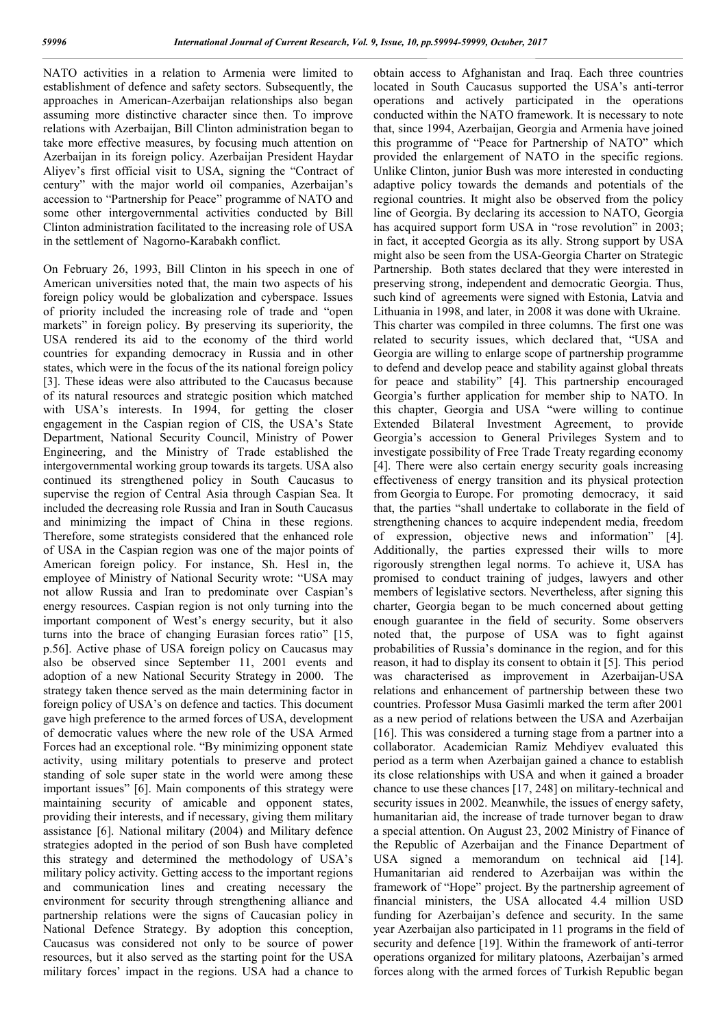NATO activities in a relation to Armenia were limited to establishment of defence and safety sectors. Subsequently, the approaches in American-Azerbaijan relationships also began assuming more distinctive character since then. To improve relations with Azerbaijan, Bill Clinton administration began to take more effective measures, by focusing much attention on Azerbaijan in its foreign policy. Azerbaijan President Haydar Aliyev's first official visit to USA, signing the "Contract of century" with the major world oil companies, Azerbaijan's accession to "Partnership for Peace" programme of NATO and some other intergovernmental activities conducted by Bill Clinton administration facilitated to the increasing role of USA in the settlement of Nagorno-Karabakh conflict.

On February 26, 1993, Bill Clinton in his speech in one of American universities noted that, the main two aspects of his foreign policy would be globalization and cyberspace. Issues of priority included the increasing role of trade and "open markets" in foreign policy. By preserving its superiority, the USA rendered its aid to the economy of the third world countries for expanding democracy in Russia and in other states, which were in the focus of the its national foreign policy [3]. These ideas were also attributed to the Caucasus because of its natural resources and strategic position which matched with USA's interests. In 1994, for getting the closer engagement in the Caspian region of CIS, the USA's State Department, National Security Council, Ministry of Power Engineering, and the Ministry of Trade established the intergovernmental working group towards its targets. USA also continued its strengthened policy in South Caucasus to supervise the region of Central Asia through Caspian Sea. It included the decreasing role Russia and Iran in South Caucasus and minimizing the impact of China in these regions. Therefore, some strategists considered that the enhanced role of USA in the Caspian region was one of the major points of American foreign policy. For instance, Sh. Hesl in, the employee of Ministry of National Security wrote: "USA may not allow Russia and Iran to predominate over Caspian's energy resources. Caspian region is not only turning into the important component of West's energy security, but it also turns into the brace of changing Eurasian forces ratio" [15, p.56]. Active phase of USA foreign policy on Caucasus may also be observed since September 11, 2001 events and adoption of a new National Security Strategy in 2000. The strategy taken thence served as the main determining factor in foreign policy of USA's on defence and tactics. This document gave high preference to the armed forces of USA, development of democratic values where the new role of the USA Armed Forces had an exceptional role. "By minimizing opponent state activity, using military potentials to preserve and protect standing of sole super state in the world were among these important issues" [6]. Main components of this strategy were maintaining security of amicable and opponent states, providing their interests, and if necessary, giving them military assistance [6]. National military (2004) and Military defence strategies adopted in the period of son Bush have completed this strategy and determined the methodology of USA's military policy activity. Getting access to the important regions and communication lines and creating necessary the environment for security through strengthening alliance and partnership relations were the signs of Caucasian policy in National Defence Strategy. By adoption this conception, Caucasus was considered not only to be source of power resources, but it also served as the starting point for the USA military forces' impact in the regions. USA had a chance to obtain access to Afghanistan and Iraq. Each three countries located in South Caucasus supported the USA's anti-terror operations and actively participated in the operations conducted within the NATO framework. It is necessary to note that, since 1994, Azerbaijan, Georgia and Armenia have joined this programme of "Peace for Partnership of NATO" which provided the enlargement of NATO in the specific regions. Unlike Clinton, junior Bush was more interested in conducting adaptive policy towards the demands and potentials of the regional countries. It might also be observed from the policy line of Georgia. By declaring its accession to NATO, Georgia has acquired support form USA in "rose revolution" in 2003; in fact, it accepted Georgia as its ally. Strong support by USA might also be seen from the USA-Georgia Charter on Strategic Partnership. Both states declared that they were interested in preserving strong, independent and democratic Georgia. Thus, such kind of agreements were signed with Estonia, Latvia and Lithuania in 1998, and later, in 2008 it was done with Ukraine. This charter was compiled in three columns. The first one was related to security issues, which declared that, "USA and Georgia are willing to enlarge scope of partnership programme to defend and develop peace and stability against global threats for peace and stability" [4]. This partnership encouraged Georgia's further application for member ship to NATO. In this chapter, Georgia and USA "were willing to continue Extended Bilateral Investment Agreement, to provide Georgia's accession to General Privileges System and to investigate possibility of Free Trade Treaty regarding economy [4]. There were also certain energy security goals increasing effectiveness of energy transition and its physical protection from Georgia to Europe. For promoting democracy, it said that, the parties "shall undertake to collaborate in the field of strengthening chances to acquire independent media, freedom of expression, objective news and information" [4]. Additionally, the parties expressed their wills to more rigorously strengthen legal norms. To achieve it, USA has promised to conduct training of judges, lawyers and other members of legislative sectors. Nevertheless, after signing this charter, Georgia began to be much concerned about getting enough guarantee in the field of security. Some observers noted that, the purpose of USA was to fight against probabilities of Russia's dominance in the region, and for this reason, it had to display its consent to obtain it [5]. This period was characterised as improvement in Azerbaijan-USA relations and enhancement of partnership between these two countries. Professor Musa Gasimli marked the term after 2001 as a new period of relations between the USA and Azerbaijan [16]. This was considered a turning stage from a partner into a collaborator. Academician Ramiz Mehdiyev evaluated this period as a term when Azerbaijan gained a chance to establish its close relationships with USA and when it gained a broader chance to use these chances [17, 248] on military-technical and security issues in 2002. Meanwhile, the issues of energy safety, humanitarian aid, the increase of trade turnover began to draw a special attention. On August 23, 2002 Ministry of Finance of the Republic of Azerbaijan and the Finance Department of USA signed a memorandum on technical aid [14]. Humanitarian aid rendered to Azerbaijan was within the framework of "Hope" project. By the partnership agreement of financial ministers, the USA allocated 4.4 million USD funding for Azerbaijan's defence and security. In the same year Azerbaijan also participated in 11 programs in the field of security and defence [19]. Within the framework of anti-terror operations organized for military platoons, Azerbaijan's armed forces along with the armed forces of Turkish Republic began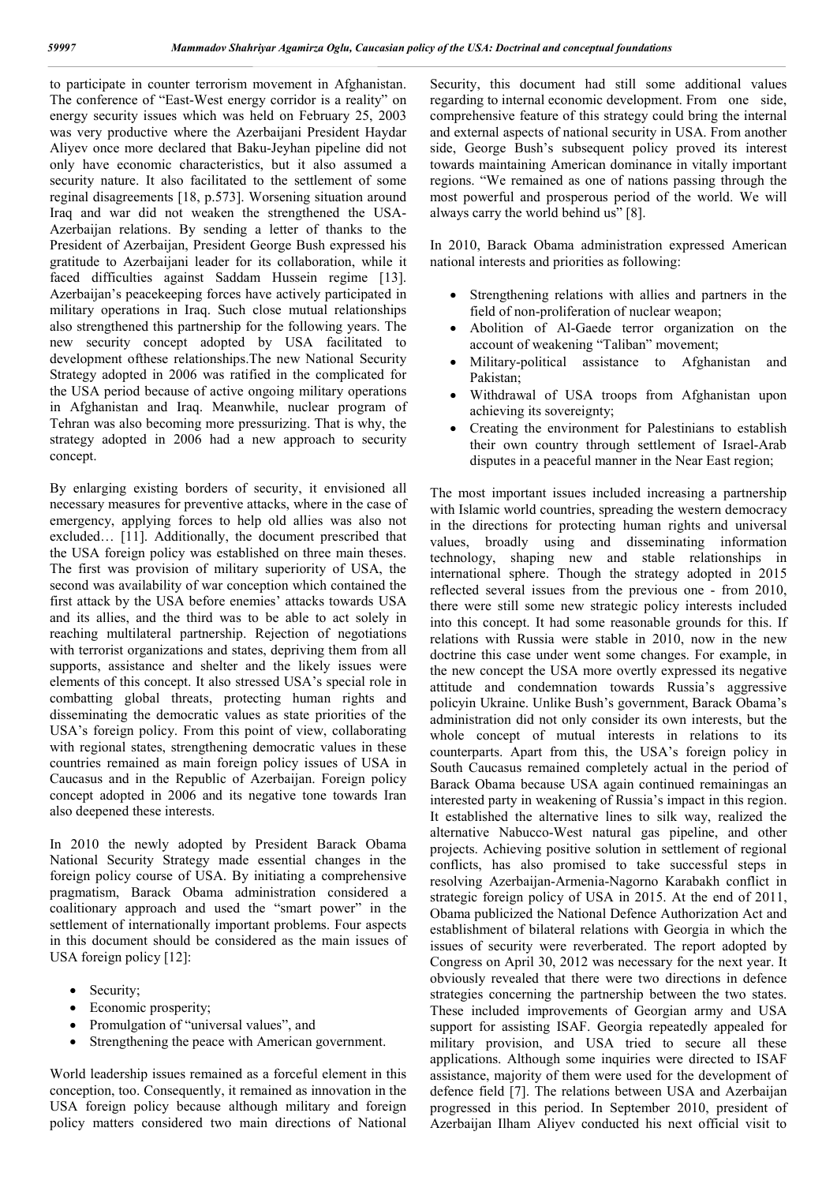to participate in counter terrorism movement in Afghanistan. The conference of "East-West energy corridor is a reality" on energy security issues which was held on February 25, 2003 was very productive where the Azerbaijani President Haydar Aliyev once more declared that Baku-Jeyhan pipeline did not only have economic characteristics, but it also assumed a security nature. It also facilitated to the settlement of some reginal disagreements [18, p.573]. Worsening situation around Iraq and war did not weaken the strengthened the USA-Azerbaijan relations. By sending a letter of thanks to the President of Azerbaijan, President George Bush expressed his gratitude to Azerbaijani leader for its collaboration, while it faced difficulties against Saddam Hussein regime [13]. Azerbaijan's peacekeeping forces have actively participated in military operations in Iraq. Such close mutual relationships also strengthened this partnership for the following years. The new security concept adopted by USA facilitated to development ofthese relationships.The new National Security Strategy adopted in 2006 was ratified in the complicated for the USA period because of active ongoing military operations in Afghanistan and Iraq. Meanwhile, nuclear program of Tehran was also becoming more pressurizing. That is why, the strategy adopted in 2006 had a new approach to security concept.

By enlarging existing borders of security, it envisioned all necessary measures for preventive attacks, where in the case of emergency, applying forces to help old allies was also not excluded… [11]. Additionally, the document prescribed that the USA foreign policy was established on three main theses. The first was provision of military superiority of USA, the second was availability of war conception which contained the first attack by the USA before enemies' attacks towards USA and its allies, and the third was to be able to act solely in reaching multilateral partnership. Rejection of negotiations with terrorist organizations and states, depriving them from all supports, assistance and shelter and the likely issues were elements of this concept. It also stressed USA's special role in combatting global threats, protecting human rights and disseminating the democratic values as state priorities of the USA's foreign policy. From this point of view, collaborating with regional states, strengthening democratic values in these countries remained as main foreign policy issues of USA in Caucasus and in the Republic of Azerbaijan. Foreign policy concept adopted in 2006 and its negative tone towards Iran also deepened these interests.

In 2010 the newly adopted by President Barack Obama National Security Strategy made essential changes in the foreign policy course of USA. By initiating a comprehensive pragmatism, Barack Obama administration considered a coalitionary approach and used the "smart power" in the settlement of internationally important problems. Four aspects in this document should be considered as the main issues of USA foreign policy [12]:

- Security;
- Economic prosperity;
- Promulgation of "universal values", and
- Strengthening the peace with American government.

World leadership issues remained as a forceful element in this conception, too. Consequently, it remained as innovation in the USA foreign policy because although military and foreign policy matters considered two main directions of National Security, this document had still some additional values regarding to internal economic development. From one side, comprehensive feature of this strategy could bring the internal and external aspects of national security in USA. From another side, George Bush's subsequent policy proved its interest towards maintaining American dominance in vitally important regions. "We remained as one of nations passing through the most powerful and prosperous period of the world. We will always carry the world behind us" [8].

In 2010, Barack Obama administration expressed American national interests and priorities as following:

- Strengthening relations with allies and partners in the field of non-proliferation of nuclear weapon;
- Abolition of Al-Gaede terror organization on the account of weakening "Taliban" movement;
- Military-political assistance to Afghanistan and Pakistan;
- Withdrawal of USA troops from Afghanistan upon achieving its sovereignty;
- Creating the environment for Palestinians to establish their own country through settlement of Israel-Arab disputes in a peaceful manner in the Near East region;

The most important issues included increasing a partnership with Islamic world countries, spreading the western democracy in the directions for protecting human rights and universal values, broadly using and disseminating information technology, shaping new and stable relationships in international sphere. Though the strategy adopted in 2015 reflected several issues from the previous one - from 2010, there were still some new strategic policy interests included into this concept. It had some reasonable grounds for this. If relations with Russia were stable in 2010, now in the new doctrine this case under went some changes. For example, in the new concept the USA more overtly expressed its negative attitude and condemnation towards Russia's aggressive policyin Ukraine. Unlike Bush's government, Barack Obama's administration did not only consider its own interests, but the whole concept of mutual interests in relations to its counterparts. Apart from this, the USA's foreign policy in South Caucasus remained completely actual in the period of Barack Obama because USA again continued remainingas an interested party in weakening of Russia's impact in this region. It established the alternative lines to silk way, realized the alternative Nabucco-West natural gas pipeline, and other projects. Achieving positive solution in settlement of regional conflicts, has also promised to take successful steps in resolving Azerbaijan-Armenia-Nagorno Karabakh conflict in strategic foreign policy of USA in 2015. At the end of 2011, Obama publicized the National Defence Authorization Act and establishment of bilateral relations with Georgia in which the issues of security were reverberated. The report adopted by Congress on April 30, 2012 was necessary for the next year. It obviously revealed that there were two directions in defence strategies concerning the partnership between the two states. These included improvements of Georgian army and USA support for assisting ISAF. Georgia repeatedly appealed for military provision, and USA tried to secure all these applications. Although some inquiries were directed to ISAF assistance, majority of them were used for the development of defence field [7]. The relations between USA and Azerbaijan progressed in this period. In September 2010, president of Azerbaijan Ilham Aliyev conducted his next official visit to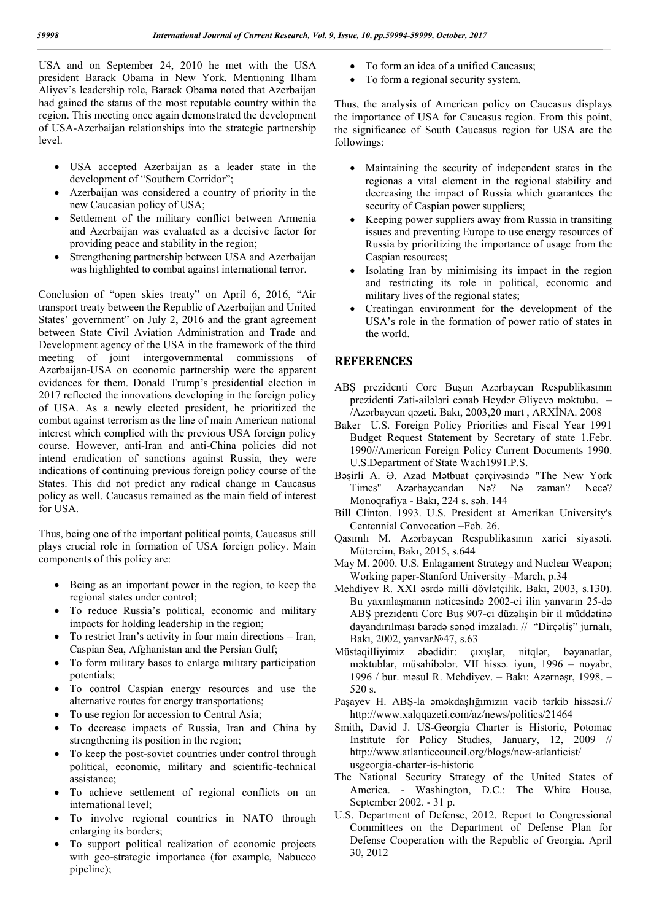USA and on September 24, 2010 he met with the USA president Barack Obama in New York. Mentioning Ilham Aliyev's leadership role, Barack Obama noted that Azerbaijan had gained the status of the most reputable country within the region. This meeting once again demonstrated the development of USA-Azerbaijan relationships into the strategic partnership level.

- USA accepted Azerbaijan as a leader state in the development of "Southern Corridor";
- Azerbaijan was considered a country of priority in the new Caucasian policy of USA;
- Settlement of the military conflict between Armenia and Azerbaijan was evaluated as a decisive factor for providing peace and stability in the region;
- Strengthening partnership between USA and Azerbaijan was highlighted to combat against international terror.

Conclusion of "open skies treaty" on April 6, 2016, "Air transport treaty between the Republic of Azerbaijan and United States' government" on July 2, 2016 and the grant agreement between State Civil Aviation Administration and Trade and Development agency of the USA in the framework of the third meeting of joint intergovernmental commissions of Azerbaijan-USA on economic partnership were the apparent evidences for them. Donald Trump's presidential election in 2017 reflected the innovations developing in the foreign policy of USA. As a newly elected president, he prioritized the combat against terrorism as the line of main American national interest which complied with the previous USA foreign policy course. However, anti-Iran and anti-China policies did not intend eradication of sanctions against Russia, they were indications of continuing previous foreign policy course of the States. This did not predict any radical change in Caucasus policy as well. Caucasus remained as the main field of interest for USA.

Thus, being one of the important political points, Caucasus still plays crucial role in formation of USA foreign policy. Main components of this policy are:

- Being as an important power in the region, to keep the regional states under control;
- To reduce Russia's political, economic and military impacts for holding leadership in the region;
- To restrict Iran's activity in four main directions – Iran, Caspian Sea, Afghanistan and the Persian Gulf;
- To form military bases to enlarge military participation potentials;
- To control Caspian energy resources and use the alternative routes for energy transportations;
- To use region for accession to Central Asia;
- To decrease impacts of Russia, Iran and China by strengthening its position in the region;
- To keep the post-soviet countries under control through political, economic, military and scientific-technical assistance;
- To achieve settlement of regional conflicts on an international level;
- To involve regional countries in NATO through enlarging its borders;
- To support political realization of economic projects with geo-strategic importance (for example, Nabucco pipeline);
- To form an idea of a unified Caucasus;
- To form a regional security system.

Thus, the analysis of American policy on Caucasus displays the importance of USA for Caucasus region. From this point, the significance of South Caucasus region for USA are the followings:

- Maintaining the security of independent states in the regionas a vital element in the regional stability and decreasing the impact of Russia which guarantees the security of Caspian power suppliers;
- Keeping power suppliers away from Russia in transiting issues and preventing Europe to use energy resources of Russia by prioritizing the importance of usage from the Caspian resources;
- Isolating Iran by minimising its impact in the region and restricting its role in political, economic and military lives of the regional states;
- Creatingan environment for the development of the USA's role in the formation of power ratio of states in the world.

## REFERENCES

ABŞ prezidenti Corc Buşun Azərbaycan Respublikasının prezidenti Zati-aiələri cənab Heydər Əliyevə məktubu. – /Azərbaycan qəzeti. Bakı, 2003,20 mart , ARXİNA. 2008

Baker U.S. Foreign Policy Priorities and Fiscal Year 1991 Budget Request Statement by Secretary of state 1.Febr. 1990//American Foreign Policy Current Documents 1990. U.S.Department of State Wach1991.P.S.

Bəşirli A. Ə. Azad Mətbuat çərçivəsində "The New York Times" Azərbaycandan Nə? Nə zaman? Necə? Monoqrafiya - Bakı, 224 s. səh. 144

Bill Clinton. 1993. U.S. President at Amerikan University's Centennial Convocation –Feb. 26.

Qasımlı M. Azərbaycan Respublikasının xarici siyasəti. Mütərcim, Bakı, 2015, s.644

May M. 2000. U.S. Enlagament Strategy and Nuclear Weapon; Working paper-Stanford University –March, p.34

Mehdiyev R. XXI əsrdə milli dövlətçilik. Bakı, 2003, s.130). Bu yaxınlaşmanın nəticəsində 2002-ci ilin yanvarın 25-də ABŞ prezidenti Corc Buş 907-ci düzəlişin bir il müddətinə dayandırılması barədə sənəd imzaladı. // "Dirçəliş" jurnalı, Bakı, 2002, yanvar№47, s.63

Müstəqilliyimiz əbədidir: çıxışlar, nitqlər, bəyanatlar, məktublar, müsahibələr. VII hissə. iyun, 1996 – noyabr, 1996 / bur. məsul R. Mehdiyev. – Bakı: Azərnəşr, 1998. – 520 s.

Paşayev H. ABŞ-la əməkdaşlığımızın vacib tərkib hissəsi.// http://www.xalqqazeti.com/az/news/politics/21464

Smith, David J. US-Georgia Charter is Historic, Potomac Institute for Policy Studies, January, 12, 2009 // http://www.atlanticcouncil.org/blogs/new-atlanticist/usgeorgia-charter-is-historic

The National Security Strategy of the United States of America. - Washington, D.C.: The White House, September 2002. - 31 p.

U.S. Department of Defense, 2012. Report to Congressional Committees on the Department of Defense Plan for Defense Cooperation with the Republic of Georgia. April 30, 2012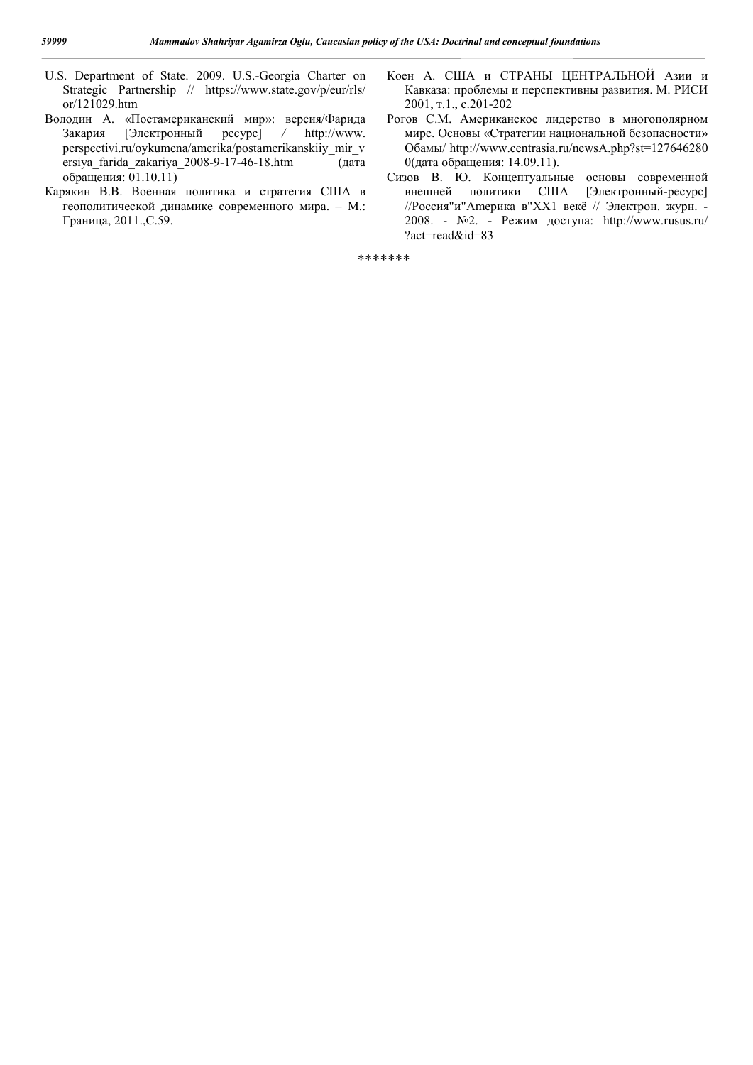U.S. Department of State. 2009. U.S.-Georgia Charter on Strategic Partnership // https://www.state.gov/p/eur/rls/or/121029.htm

Володин А. «Постамериканский мир»: версия/Фарида Закария [Электронный ресурс] / http://www.perspectivi.ru/oykumena/amerika/postamerikanskiiy_mir_versiya_farida_zakariya_2008-9-17-46-18.htm (дата обращения: 01.10.11)

Карякин В.В. Военная политика и стратегия США в геополитической динамике современного мира. – М.: Граница, 2011.,С.59.

Коен А. США и СТРАНЫ ЦЕНТРАЛЬНОЙ Азии и Кавказа: проблемы и перспективны развития. М. РИСИ 2001, т.1., с.201-202

Рогов С.М. Американское лидерство в многополярном мире. Основы «Стратегии национальной безопасности» Обамы/ http://www.centrasia.ru/newsA.php?st=1276462800(дата обращения: 14.09.11).

Сизов В. Ю. Концептуальные основы современной внешней политики США [Электронный-ресурс] //Россия"и"Америка в"XX1 векё // Электрон. журн. - 2008. - №2. - Режим доступа: http://www.rusus.ru/?act=read&id=83

*******